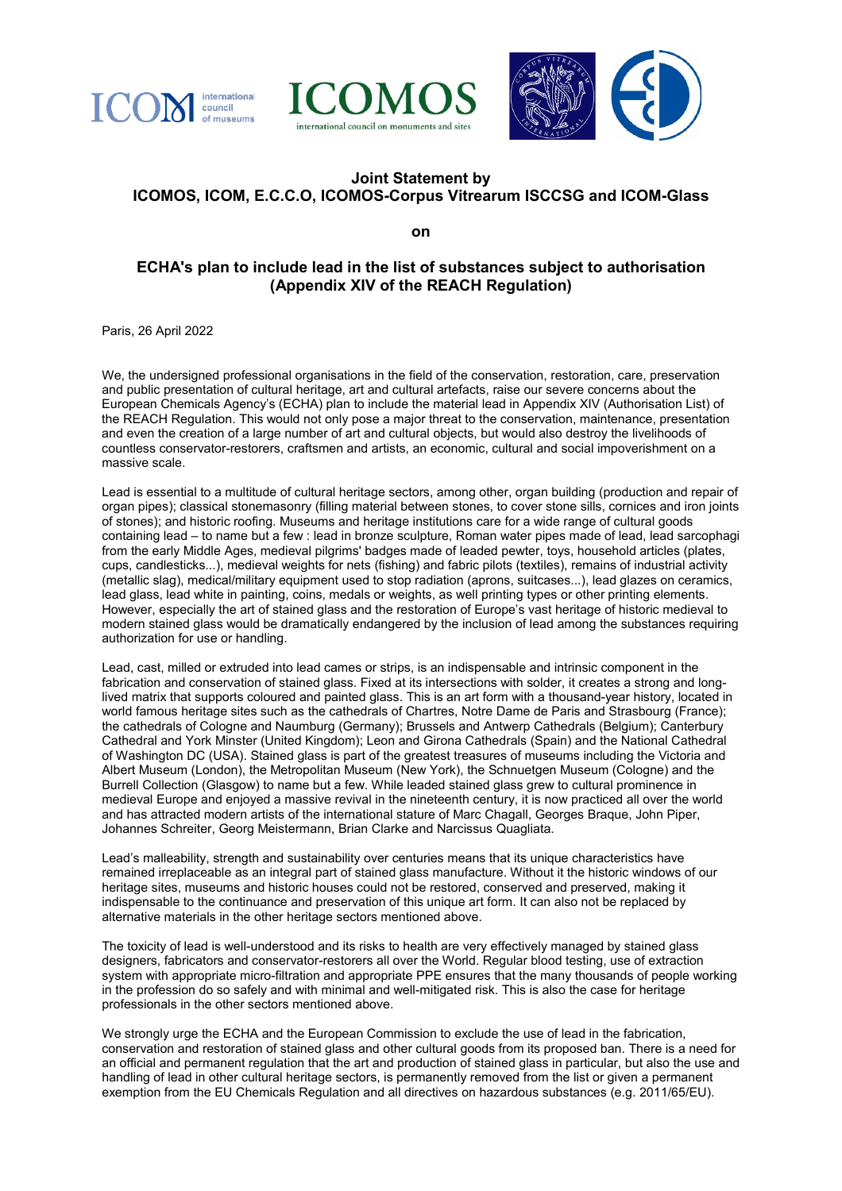# Joint Statement by ICOMOS, ICOM, E.C.C.O, ICOMOS-Corpus Vitrearum ISCCSG and ICOM-Glass

**on**

## ECHA's plan to include lead in the list of substances subject to authorisation (Appendix XIV of the REACH Regulation)

Paris, 26 April 2022

We, the undersigned professional organisations in the field of the conservation, restoration, care, preservation and public presentation of cultural heritage, art and cultural artefacts, raise our severe concerns about the European Chemicals Agency's (ECHA) plan to include the material lead in Appendix XIV (Authorisation List) of the REACH Regulation. This would not only pose a major threat to the conservation, maintenance, presentation and even the creation of a large number of art and cultural objects, but would also destroy the livelihoods of countless conservator-restorers, craftsmen and artists, an economic, cultural and social impoverishment on a massive scale.

Lead is essential to a multitude of cultural heritage sectors, among other, organ building (production and repair of organ pipes); classical stonemasonry (filling material between stones, to cover stone sills, cornices and iron joints of stones); and historic roofing. Museums and heritage institutions care for a wide range of cultural goods containing lead – to name but a few : lead in bronze sculpture, Roman water pipes made of lead, lead sarcophagi from the early Middle Ages, medieval pilgrims' badges made of leaded pewter, toys, household articles (plates, cups, candlesticks...), medieval weights for nets (fishing) and fabric pilots (textiles), remains of industrial activity (metallic slag), medical/military equipment used to stop radiation (aprons, suitcases...), lead glazes on ceramics, lead glass, lead white in painting, coins, medals or weights, as well printing types or other printing elements. However, especially the art of stained glass and the restoration of Europe's vast heritage of historic medieval to modern stained glass would be dramatically endangered by the inclusion of lead among the substances requiring authorization for use or handling.

Lead, cast, milled or extruded into lead cames or strips, is an indispensable and intrinsic component in the fabrication and conservation of stained glass. Fixed at its intersections with solder, it creates a strong and long-lived matrix that supports coloured and painted glass. This is an art form with a thousand-year history, located in world famous heritage sites such as the cathedrals of Chartres, Notre Dame de Paris and Strasbourg (France); the cathedrals of Cologne and Naumburg (Germany); Brussels and Antwerp Cathedrals (Belgium); Canterbury Cathedral and York Minster (United Kingdom); Leon and Girona Cathedrals (Spain) and the National Cathedral of Washington DC (USA). Stained glass is part of the greatest treasures of museums including the Victoria and Albert Museum (London), the Metropolitan Museum (New York), the Schnuetgen Museum (Cologne) and the Burrell Collection (Glasgow) to name but a few. While leaded stained glass grew to cultural prominence in medieval Europe and enjoyed a massive revival in the nineteenth century, it is now practiced all over the world and has attracted modern artists of the international stature of Marc Chagall, Georges Braque, John Piper, Johannes Schreiter, Georg Meistermann, Brian Clarke and Narcissus Quagliata.

Lead's malleability, strength and sustainability over centuries means that its unique characteristics have remained irreplaceable as an integral part of stained glass manufacture. Without it the historic windows of our heritage sites, museums and historic houses could not be restored, conserved and preserved, making it indispensable to the continuance and preservation of this unique art form. It can also not be replaced by alternative materials in the other heritage sectors mentioned above.

The toxicity of lead is well-understood and its risks to health are very effectively managed by stained glass designers, fabricators and conservator-restorers all over the World. Regular blood testing, use of extraction system with appropriate micro-filtration and appropriate PPE ensures that the many thousands of people working in the profession do so safely and with minimal and well-mitigated risk. This is also the case for heritage professionals in the other sectors mentioned above.

We strongly urge the ECHA and the European Commission to exclude the use of lead in the fabrication, conservation and restoration of stained glass and other cultural goods from its proposed ban. There is a need for an official and permanent regulation that the art and production of stained glass in particular, but also the use and handling of lead in other cultural heritage sectors, is permanently removed from the list or given a permanent exemption from the EU Chemicals Regulation and all directives on hazardous substances (e.g. 2011/65/EU).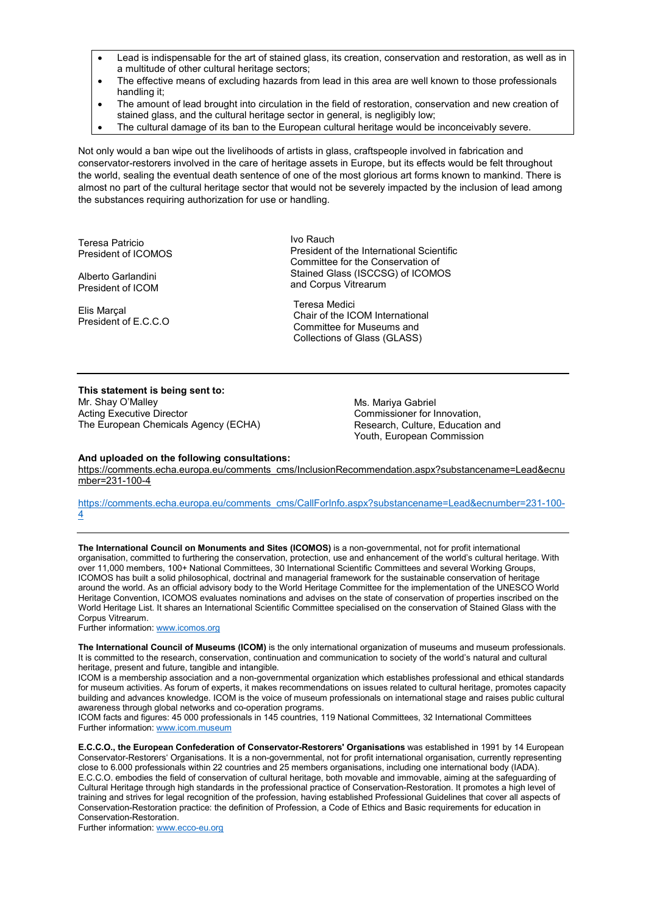- Lead is indispensable for the art of stained glass, its creation, conservation and restoration, as well as in a multitude of other cultural heritage sectors;
- The effective means of excluding hazards from lead in this area are well known to those professionals handling it;
- The amount of lead brought into circulation in the field of restoration, conservation and new creation of stained glass, and the cultural heritage sector in general, is negligibly low;
- The cultural damage of its ban to the European cultural heritage would be inconceivably severe.

Not only would a ban wipe out the livelihoods of artists in glass, craftspeople involved in fabrication and conservator-restorers involved in the care of heritage assets in Europe, but its effects would be felt throughout the world, sealing the eventual death sentence of one of the most glorious art forms known to mankind. There is almost no part of the cultural heritage sector that would not be severely impacted by the inclusion of lead among the substances requiring authorization for use or handling.

Teresa Patricio
President of ICOMOS

Alberto Garlandini
President of ICOM

Elis Marçal
President of E.C.C.O

Ivo Rauch
President of the International Scientific Committee for the Conservation of Stained Glass (ISCCSG) of ICOMOS and Corpus Vitrearum

Teresa Medici
Chair of the ICOM International Committee for Museums and Collections of Glass (GLASS)

---

**This statement is being sent to:**

Mr. Shay O'Malley
Acting Executive Director
The European Chemicals Agency (ECHA)

Ms. Mariya Gabriel
Commissioner for Innovation, Research, Culture, Education and Youth, European Commission

**And uploaded on the following consultations:**

https://comments.echa.europa.eu/comments_cms/InclusionRecommendation.aspx?substancename=Lead&ecnumber=231-100-4

https://comments.echa.europa.eu/comments_cms/CallForInfo.aspx?substancename=Lead&ecnumber=231-100-4

---

**The International Council on Monuments and Sites (ICOMOS)** is a non-governmental, not for profit international organisation, committed to furthering the conservation, protection, use and enhancement of the world's cultural heritage. With over 11,000 members, 100+ National Committees, 30 International Scientific Committees and several Working Groups, ICOMOS has built a solid philosophical, doctrinal and managerial framework for the sustainable conservation of heritage around the world. As an official advisory body to the World Heritage Committee for the implementation of the UNESCO World Heritage Convention, ICOMOS evaluates nominations and advises on the state of conservation of properties inscribed on the World Heritage List. It shares an International Scientific Committee specialised on the conservation of Stained Glass with the Corpus Vitrearum.
Further information: www.icomos.org

**The International Council of Museums (ICOM)** is the only international organization of museums and museum professionals. It is committed to the research, conservation, continuation and communication to society of the world's natural and cultural heritage, present and future, tangible and intangible.
ICOM is a membership association and a non-governmental organization which establishes professional and ethical standards for museum activities. As forum of experts, it makes recommendations on issues related to cultural heritage, promotes capacity building and advances knowledge. ICOM is the voice of museum professionals on international stage and raises public cultural awareness through global networks and co-operation programs.
ICOM facts and figures: 45 000 professionals in 145 countries, 119 National Committees, 32 International Committees
Further information: www.icom.museum

**E.C.C.O., the European Confederation of Conservator-Restorers' Organisations** was established in 1991 by 14 European Conservator-Restorers' Organisations. It is a non-governmental, not for profit international organisation, currently representing close to 6.000 professionals within 22 countries and 25 members organisations, including one international body (IADA). E.C.C.O. embodies the field of conservation of cultural heritage, both movable and immovable, aiming at the safeguarding of Cultural Heritage through high standards in the professional practice of Conservation-Restoration. It promotes a high level of training and strives for legal recognition of the profession, having established Professional Guidelines that cover all aspects of Conservation-Restoration practice: the definition of Profession, a Code of Ethics and Basic requirements for education in Conservation-Restoration.
Further information: www.ecco-eu.org